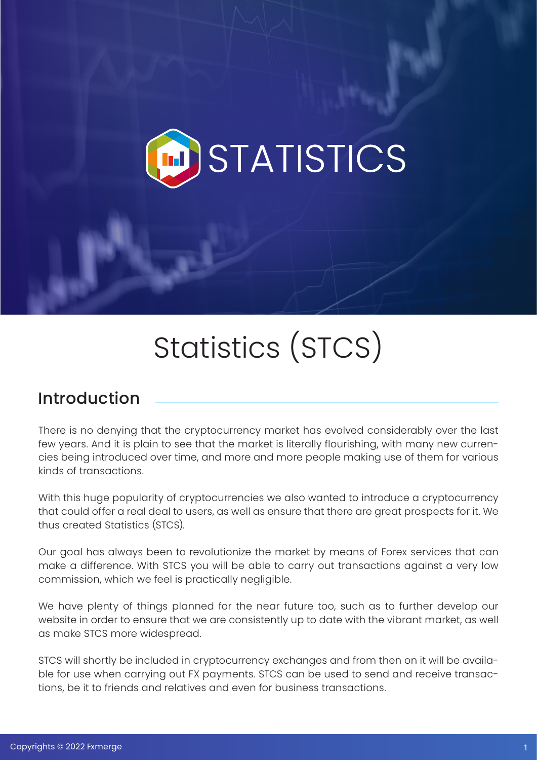# Statistics (STCS)

## Introduction

There is no denying that the cryptocurrency market has evolved considerably over the last few years. And it is plain to see that the market is literally flourishing, with many new currencies being introduced over time, and more and more people making use of them for various kinds of transactions.

With this huge popularity of cryptocurrencies we also wanted to introduce a cryptocurrency that could offer a real deal to users, as well as ensure that there are great prospects for it. We thus created Statistics (STCS).

Our goal has always been to revolutionize the market by means of Forex services that can make a difference. With STCS you will be able to carry out transactions against a very low commission, which we feel is practically negligible.

We have plenty of things planned for the near future too, such as to further develop our website in order to ensure that we are consistently up to date with the vibrant market, as well as make STCS more widespread.

STCS will shortly be included in cryptocurrency exchanges and from then on it will be available for use when carrying out FX payments. STCS can be used to send and receive transactions, be it to friends and relatives and even for business transactions.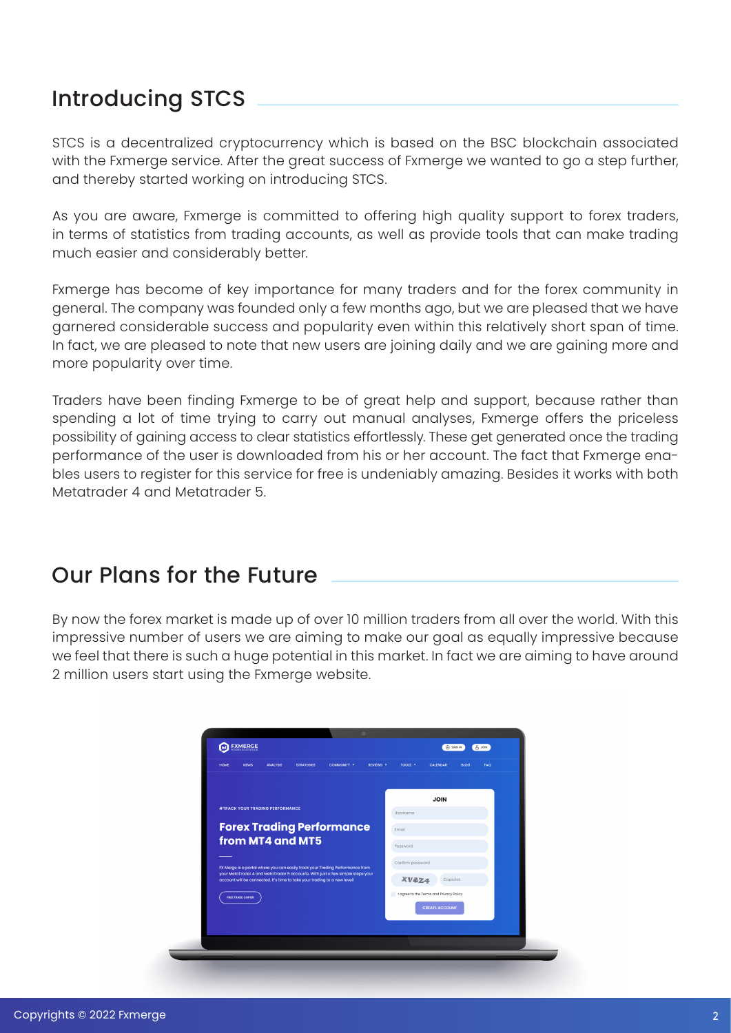## Introducing STCS

STCS is a decentralized cryptocurrency which is based on the BSC blockchain associated with the Fxmerge service. After the great success of Fxmerge we wanted to go a step further, and thereby started working on introducing STCS.

As you are aware, Fxmerge is committed to offering high quality support to forex traders, in terms of statistics from trading accounts, as well as provide tools that can make trading much easier and considerably better.

Fxmerge has become of key importance for many traders and for the forex community in general. The company was founded only a few months ago, but we are pleased that we have garnered considerable success and popularity even within this relatively short span of time. In fact, we are pleased to note that new users are joining daily and we are gaining more and more popularity over time.

Traders have been finding Fxmerge to be of great help and support, because rather than spending a lot of time trying to carry out manual analyses, Fxmerge offers the priceless possibility of gaining access to clear statistics effortlessly. These get generated once the trading performance of the user is downloaded from his or her account. The fact that Fxmerge enables users to register for this service for free is undeniably amazing. Besides it works with both Metatrader 4 and Metatrader 5.

## Our Plans for the Future

By now the forex market is made up of over 10 million traders from all over the world. With this impressive number of users we are aiming to make our goal as equally impressive because we feel that there is such a huge potential in this market. In fact we are aiming to have around 2 million users start using the Fxmerge website.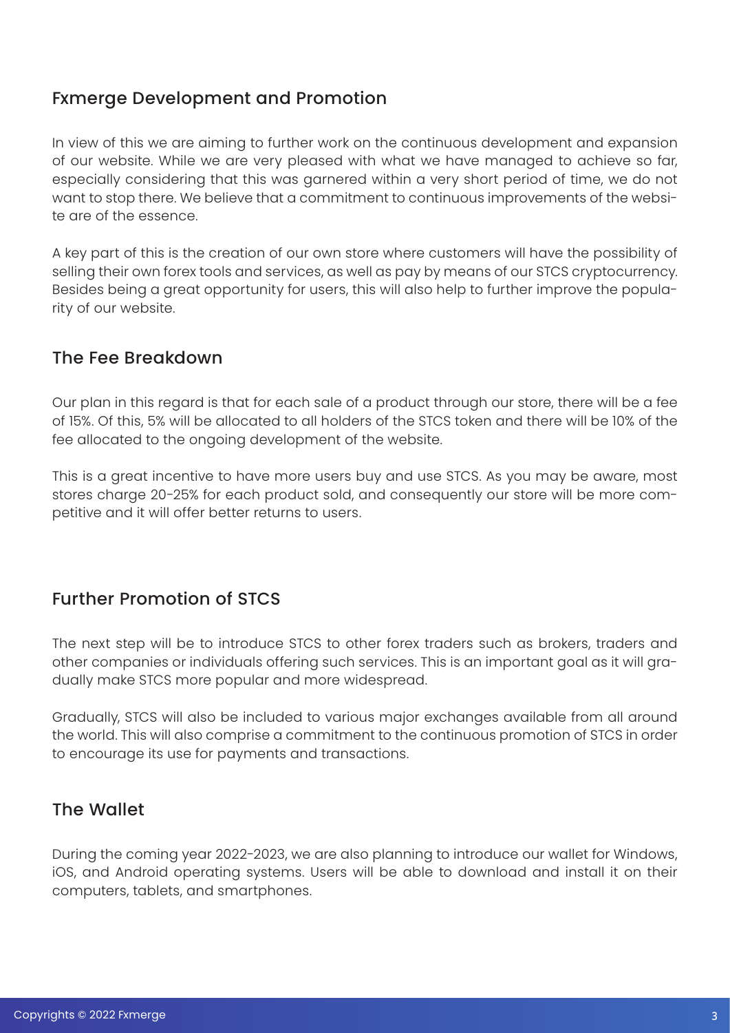## Fxmerge Development and Promotion

In view of this we are aiming to further work on the continuous development and expansion of our website. While we are very pleased with what we have managed to achieve so far, especially considering that this was garnered within a very short period of time, we do not want to stop there. We believe that a commitment to continuous improvements of the website are of the essence.

A key part of this is the creation of our own store where customers will have the possibility of selling their own forex tools and services, as well as pay by means of our STCS cryptocurrency. Besides being a great opportunity for users, this will also help to further improve the popularity of our website.

## The Fee Breakdown

Our plan in this regard is that for each sale of a product through our store, there will be a fee of 15%. Of this, 5% will be allocated to all holders of the STCS token and there will be 10% of the fee allocated to the ongoing development of the website.

This is a great incentive to have more users buy and use STCS. As you may be aware, most stores charge 20-25% for each product sold, and consequently our store will be more competitive and it will offer better returns to users.

## Further Promotion of STCS

The next step will be to introduce STCS to other forex traders such as brokers, traders and other companies or individuals offering such services. This is an important goal as it will gradually make STCS more popular and more widespread.

Gradually, STCS will also be included to various major exchanges available from all around the world. This will also comprise a commitment to the continuous promotion of STCS in order to encourage its use for payments and transactions.

## The Wallet

During the coming year 2022-2023, we are also planning to introduce our wallet for Windows, iOS, and Android operating systems. Users will be able to download and install it on their computers, tablets, and smartphones.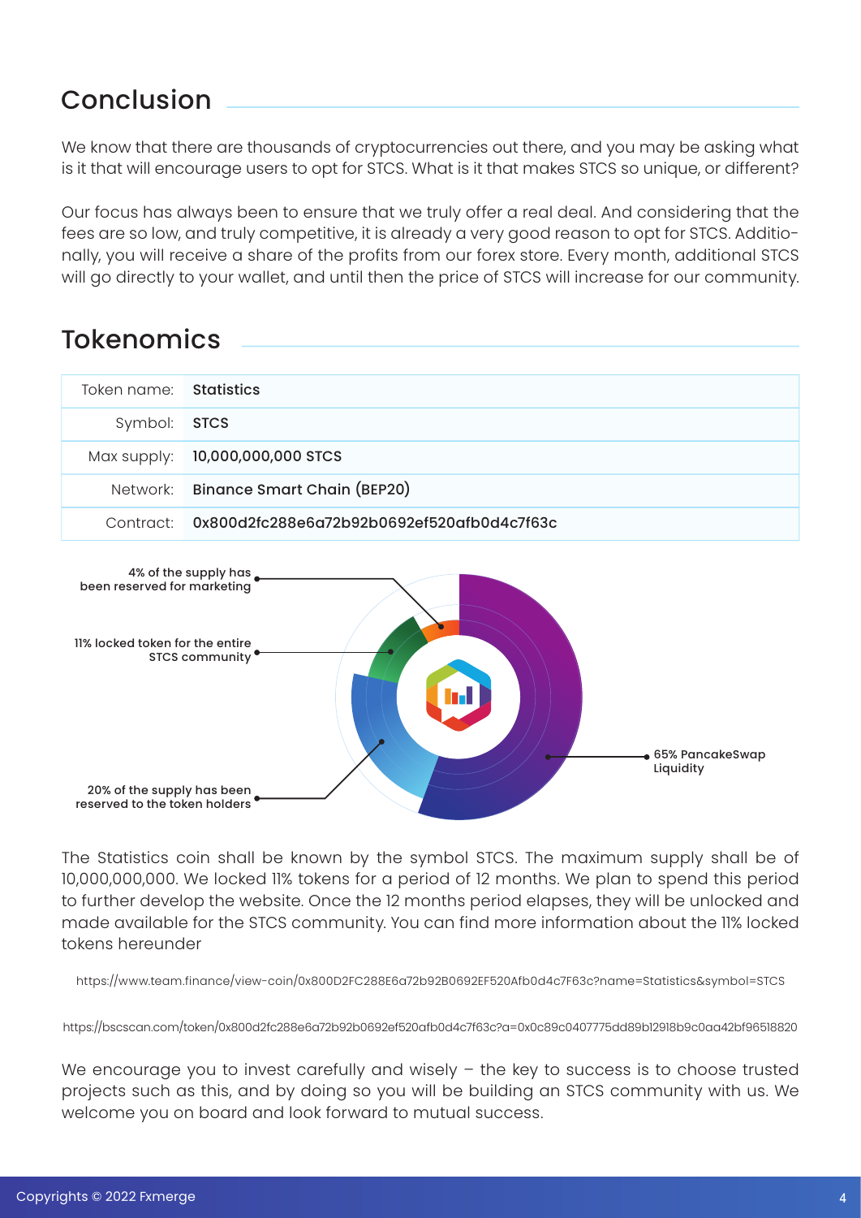## Conclusion

We know that there are thousands of cryptocurrencies out there, and you may be asking what is it that will encourage users to opt for STCS. What is it that makes STCS so unique, or different?

Our focus has always been to ensure that we truly offer a real deal. And considering that the fees are so low, and truly competitive, it is already a very good reason to opt for STCS. Additionally, you will receive a share of the profits from our forex store. Every month, additional STCS will go directly to your wallet, and until then the price of STCS will increase for our community.

## Tokenomics

| | |
|---|---|
| Token name: | **Statistics** |
| Symbol: | **STCS** |
| Max supply: | **10,000,000,000 STCS** |
| Network: | **Binance Smart Chain (BEP20)** |
| Contract: | **0x800d2fc288e6a72b92b0692ef520afb0d4c7f63c** |

4% of the supply has been reserved for marketing

11% locked token for the entire STCS community

20% of the supply has been reserved to the token holders

65% PancakeSwap Liquidity

The Statistics coin shall be known by the symbol STCS. The maximum supply shall be of 10,000,000,000. We locked 11% tokens for a period of 12 months. We plan to spend this period to further develop the website. Once the 12 months period elapses, they will be unlocked and made available for the STCS community. You can find more information about the 11% locked tokens hereunder

https://www.team.finance/view-coin/0x800D2FC288E6a72b92B0692EF520Afb0d4c7F63c?name=Statistics&symbol=STCS

https://bscscan.com/token/0x800d2fc288e6a72b92b0692ef520afb0d4c7f63c?a=0x0c89c0407775dd89b12918b9c0aa42bf96518820

We encourage you to invest carefully and wisely – the key to success is to choose trusted projects such as this, and by doing so you will be building an STCS community with us. We welcome you on board and look forward to mutual success.

Copyrights © 2022 Fxmerge